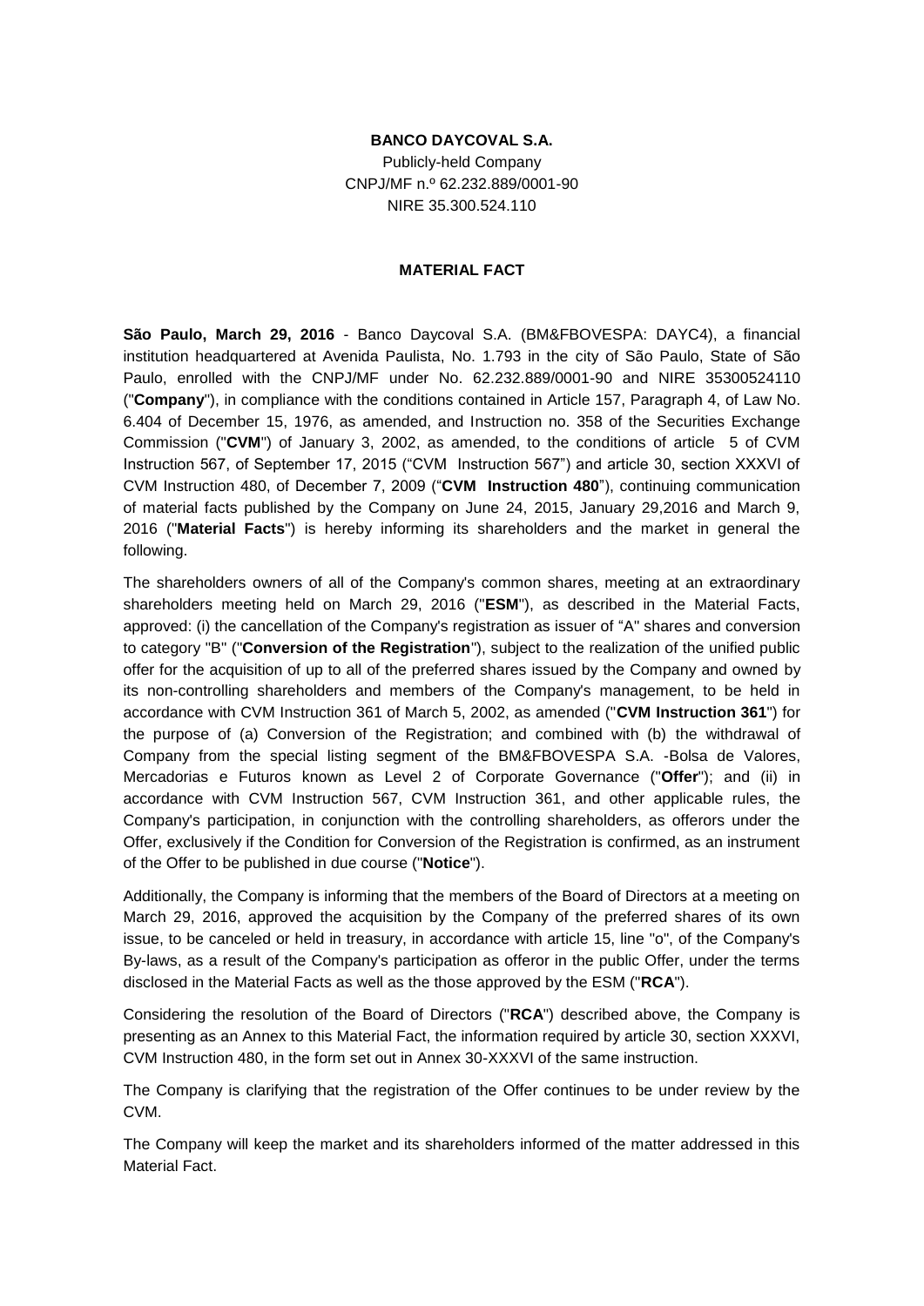**BANCO DAYCOVAL S.A.**

Publicly-held Company

CNPJ/MF n.º 62.232.889/0001-90

NIRE 35.300.524.110

**MATERIAL FACT**

**São Paulo, March 29, 2016** - Banco Daycoval S.A. (BM&FBOVESPA: DAYC4), a financial institution headquartered at Avenida Paulista, No. 1.793 in the city of São Paulo, State of São Paulo, enrolled with the CNPJ/MF under No. 62.232.889/0001-90 and NIRE 35300524110 ("**Company**"), in compliance with the conditions contained in Article 157, Paragraph 4, of Law No. 6.404 of December 15, 1976, as amended, and Instruction no. 358 of the Securities Exchange Commission ("**CVM**") of January 3, 2002, as amended, to the conditions of article 5 of CVM Instruction 567, of September 17, 2015 ("CVM Instruction 567") and article 30, section XXXVI of CVM Instruction 480, of December 7, 2009 ("**CVM Instruction 480**"), continuing communication of material facts published by the Company on June 24, 2015, January 29,2016 and March 9, 2016 ("**Material Facts**") is hereby informing its shareholders and the market in general the following.

The shareholders owners of all of the Company's common shares, meeting at an extraordinary shareholders meeting held on March 29, 2016 ("**ESM**"), as described in the Material Facts, approved: (i) the cancellation of the Company's registration as issuer of "A" shares and conversion to category "B" ("**Conversion of the Registration**"), subject to the realization of the unified public offer for the acquisition of up to all of the preferred shares issued by the Company and owned by its non-controlling shareholders and members of the Company's management, to be held in accordance with CVM Instruction 361 of March 5, 2002, as amended ("**CVM Instruction 361**") for the purpose of (a) Conversion of the Registration; and combined with (b) the withdrawal of Company from the special listing segment of the BM&FBOVESPA S.A. -Bolsa de Valores, Mercadorias e Futuros known as Level 2 of Corporate Governance ("**Offer**"); and (ii) in accordance with CVM Instruction 567, CVM Instruction 361, and other applicable rules, the Company's participation, in conjunction with the controlling shareholders, as offerors under the Offer, exclusively if the Condition for Conversion of the Registration is confirmed, as an instrument of the Offer to be published in due course ("**Notice**").

Additionally, the Company is informing that the members of the Board of Directors at a meeting on March 29, 2016, approved the acquisition by the Company of the preferred shares of its own issue, to be canceled or held in treasury, in accordance with article 15, line "o", of the Company's By-laws, as a result of the Company's participation as offeror in the public Offer, under the terms disclosed in the Material Facts as well as the those approved by the ESM ("**RCA**").

Considering the resolution of the Board of Directors ("**RCA**") described above, the Company is presenting as an Annex to this Material Fact, the information required by article 30, section XXXVI, CVM Instruction 480, in the form set out in Annex 30-XXXVI of the same instruction.

The Company is clarifying that the registration of the Offer continues to be under review by the CVM.

The Company will keep the market and its shareholders informed of the matter addressed in this Material Fact.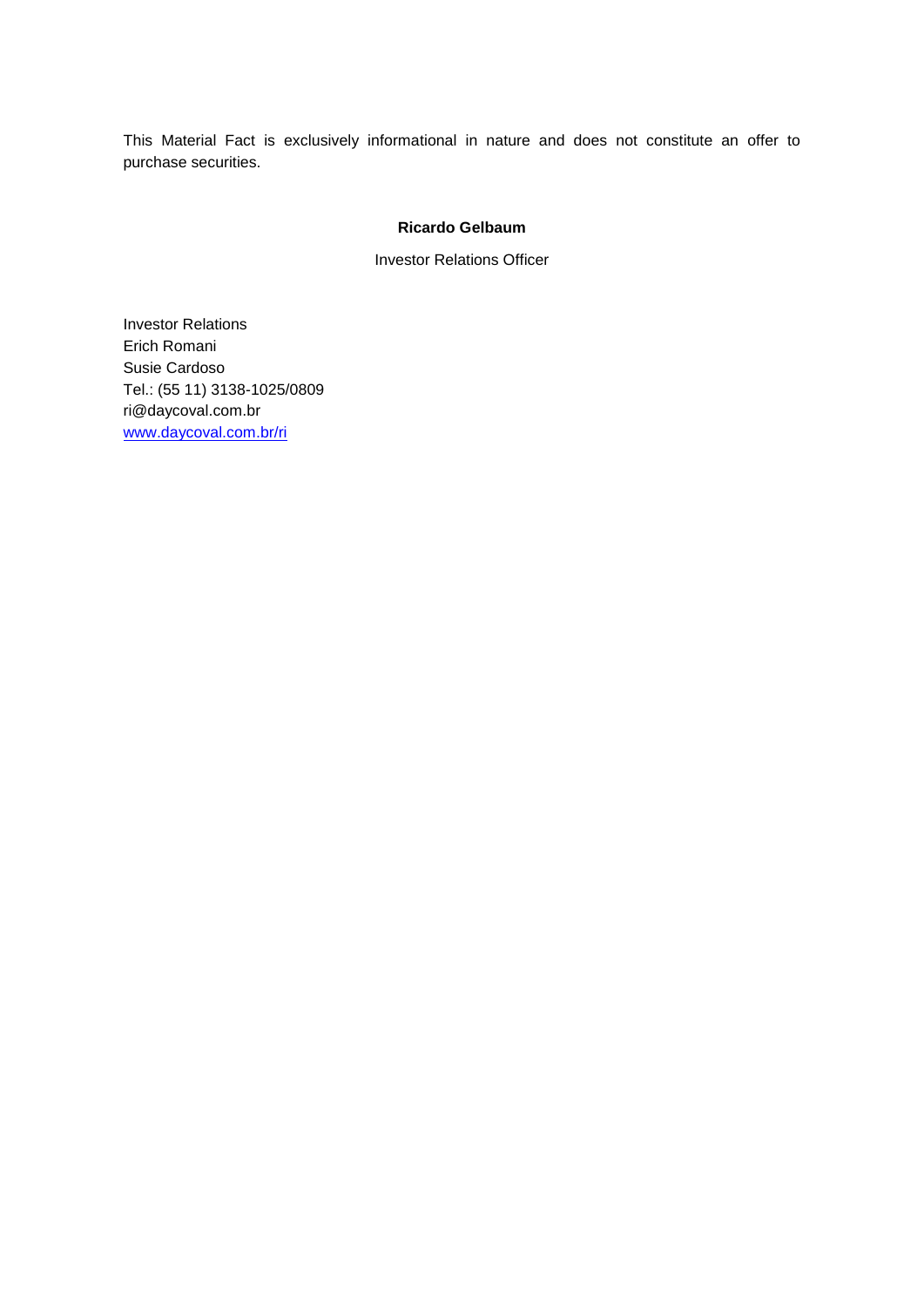This Material Fact is exclusively informational in nature and does not constitute an offer to purchase securities.

**Ricardo Gelbaum**

Investor Relations Officer

Investor Relations
Erich Romani
Susie Cardoso
Tel.: (55 11) 3138-1025/0809
ri@daycoval.com.br
www.daycoval.com.br/ri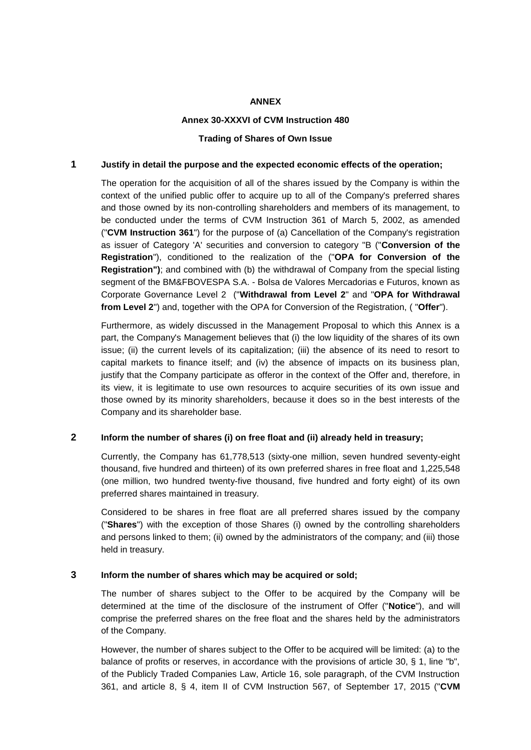**ANNEX**

**Annex 30-XXXVI of CVM Instruction 480**

**Trading of Shares of Own Issue**

**1 Justify in detail the purpose and the expected economic effects of the operation;**

The operation for the acquisition of all of the shares issued by the Company is within the context of the unified public offer to acquire up to all of the Company's preferred shares and those owned by its non-controlling shareholders and members of its management, to be conducted under the terms of CVM Instruction 361 of March 5, 2002, as amended ("**CVM Instruction 361**") for the purpose of (a) Cancellation of the Company's registration as issuer of Category 'A' securities and conversion to category "B ("**Conversion of the Registration**"), conditioned to the realization of the ("**OPA for Conversion of the Registration")**; and combined with (b) the withdrawal of Company from the special listing segment of the BM&FBOVESPA S.A. - Bolsa de Valores Mercadorias e Futuros, known as Corporate Governance Level 2 ("**Withdrawal from Level 2**" and "**OPA for Withdrawal from Level 2**") and, together with the OPA for Conversion of the Registration, ( "**Offer**").

Furthermore, as widely discussed in the Management Proposal to which this Annex is a part, the Company's Management believes that (i) the low liquidity of the shares of its own issue; (ii) the current levels of its capitalization; (iii) the absence of its need to resort to capital markets to finance itself; and (iv) the absence of impacts on its business plan, justify that the Company participate as offeror in the context of the Offer and, therefore, in its view, it is legitimate to use own resources to acquire securities of its own issue and those owned by its minority shareholders, because it does so in the best interests of the Company and its shareholder base.

**2 Inform the number of shares (i) on free float and (ii) already held in treasury;**

Currently, the Company has 61,778,513 (sixty-one million, seven hundred seventy-eight thousand, five hundred and thirteen) of its own preferred shares in free float and 1,225,548 (one million, two hundred twenty-five thousand, five hundred and forty eight) of its own preferred shares maintained in treasury.

Considered to be shares in free float are all preferred shares issued by the company ("**Shares**") with the exception of those Shares (i) owned by the controlling shareholders and persons linked to them; (ii) owned by the administrators of the company; and (iii) those held in treasury.

**3 Inform the number of shares which may be acquired or sold;**

The number of shares subject to the Offer to be acquired by the Company will be determined at the time of the disclosure of the instrument of Offer ("**Notice**"), and will comprise the preferred shares on the free float and the shares held by the administrators of the Company.

However, the number of shares subject to the Offer to be acquired will be limited: (a) to the balance of profits or reserves, in accordance with the provisions of article 30, § 1, line "b", of the Publicly Traded Companies Law, Article 16, sole paragraph, of the CVM Instruction 361, and article 8, § 4, item II of CVM Instruction 567, of September 17, 2015 ("**CVM**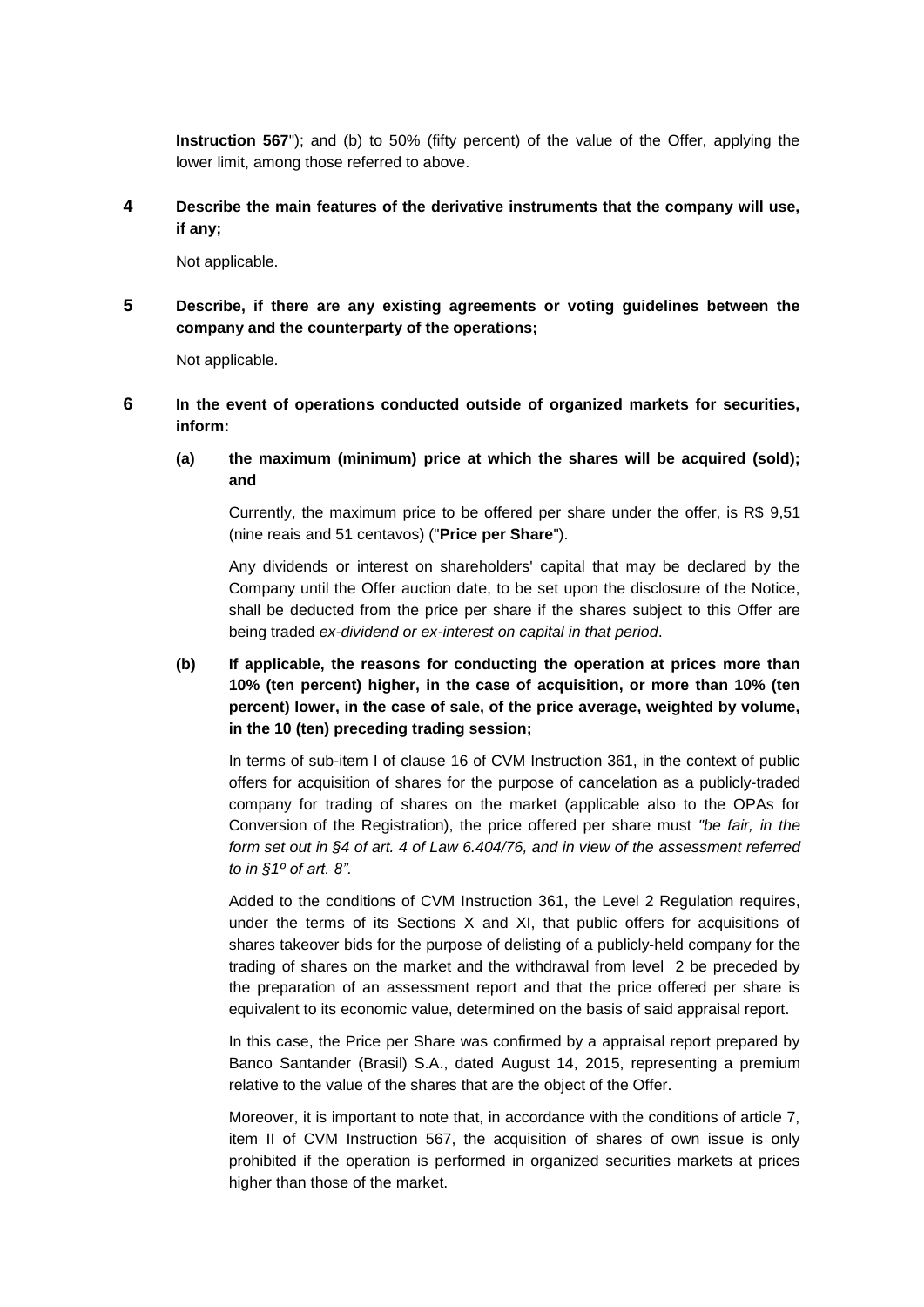**Instruction 567**"); and (b) to 50% (fifty percent) of the value of the Offer, applying the lower limit, among those referred to above.

**4 Describe the main features of the derivative instruments that the company will use, if any;**

Not applicable.

**5 Describe, if there are any existing agreements or voting guidelines between the company and the counterparty of the operations;**

Not applicable.

**6 In the event of operations conducted outside of organized markets for securities, inform:**

**(a) the maximum (minimum) price at which the shares will be acquired (sold); and**

Currently, the maximum price to be offered per share under the offer, is R$ 9,51 (nine reais and 51 centavos) ("**Price per Share**").

Any dividends or interest on shareholders' capital that may be declared by the Company until the Offer auction date, to be set upon the disclosure of the Notice, shall be deducted from the price per share if the shares subject to this Offer are being traded *ex-dividend or ex-interest on capital in that period*.

**(b) If applicable, the reasons for conducting the operation at prices more than 10% (ten percent) higher, in the case of acquisition, or more than 10% (ten percent) lower, in the case of sale, of the price average, weighted by volume, in the 10 (ten) preceding trading session;**

In terms of sub-item I of clause 16 of CVM Instruction 361, in the context of public offers for acquisition of shares for the purpose of cancelation as a publicly-traded company for trading of shares on the market (applicable also to the OPAs for Conversion of the Registration), the price offered per share must *"be fair, in the form set out in §4 of art. 4 of Law 6.404/76, and in view of the assessment referred to in §1º of art. 8"*.

Added to the conditions of CVM Instruction 361, the Level 2 Regulation requires, under the terms of its Sections X and XI, that public offers for acquisitions of shares takeover bids for the purpose of delisting of a publicly-held company for the trading of shares on the market and the withdrawal from level 2 be preceded by the preparation of an assessment report and that the price offered per share is equivalent to its economic value, determined on the basis of said appraisal report.

In this case, the Price per Share was confirmed by a appraisal report prepared by Banco Santander (Brasil) S.A., dated August 14, 2015, representing a premium relative to the value of the shares that are the object of the Offer.

Moreover, it is important to note that, in accordance with the conditions of article 7, item II of CVM Instruction 567, the acquisition of shares of own issue is only prohibited if the operation is performed in organized securities markets at prices higher than those of the market.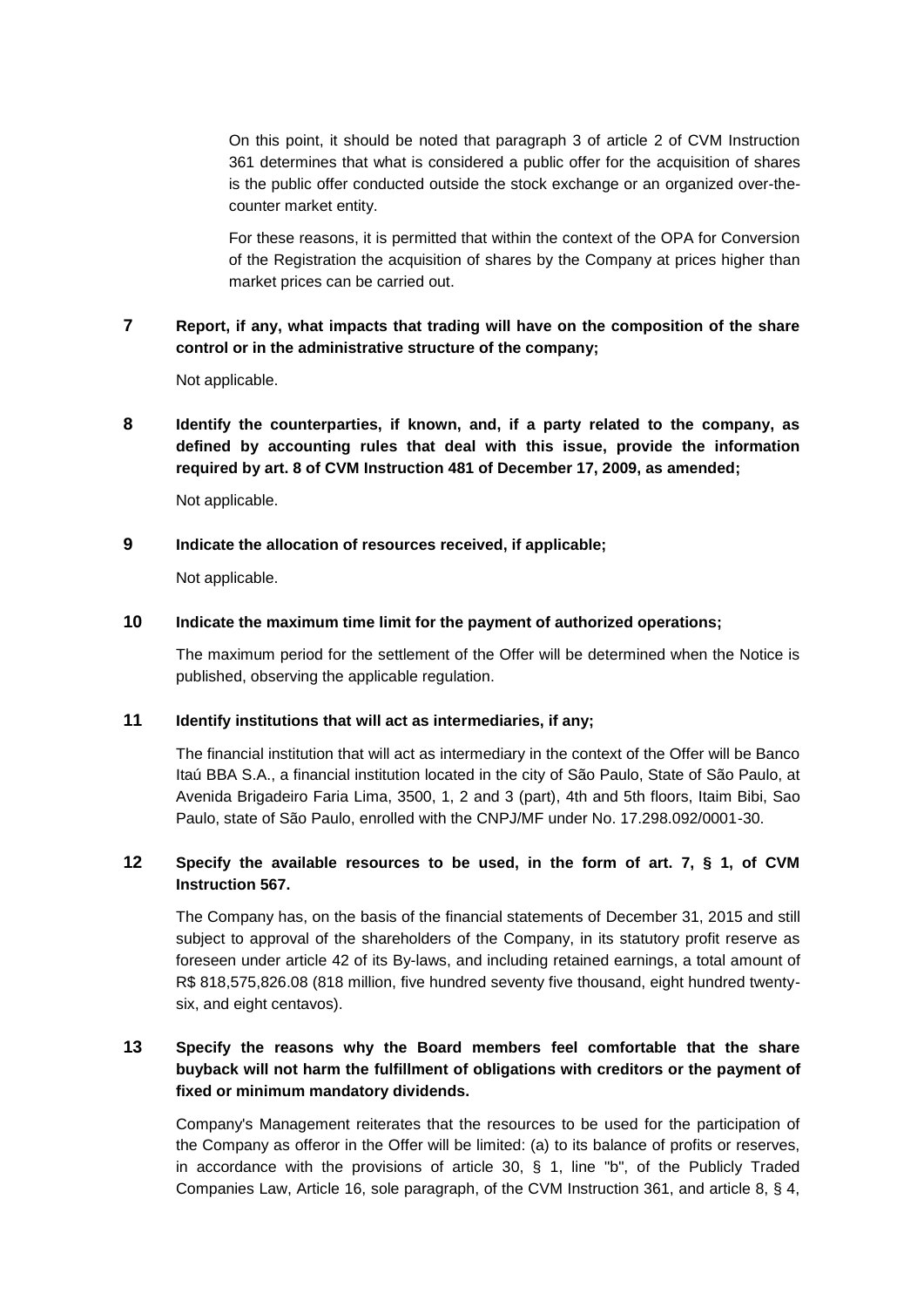On this point, it should be noted that paragraph 3 of article 2 of CVM Instruction 361 determines that what is considered a public offer for the acquisition of shares is the public offer conducted outside the stock exchange or an organized over-the-counter market entity.

For these reasons, it is permitted that within the context of the OPA for Conversion of the Registration the acquisition of shares by the Company at prices higher than market prices can be carried out.

**7 Report, if any, what impacts that trading will have on the composition of the share control or in the administrative structure of the company;**

Not applicable.

**8 Identify the counterparties, if known, and, if a party related to the company, as defined by accounting rules that deal with this issue, provide the information required by art. 8 of CVM Instruction 481 of December 17, 2009, as amended;**

Not applicable.

**9 Indicate the allocation of resources received, if applicable;**

Not applicable.

**10 Indicate the maximum time limit for the payment of authorized operations;**

The maximum period for the settlement of the Offer will be determined when the Notice is published, observing the applicable regulation.

**11 Identify institutions that will act as intermediaries, if any;**

The financial institution that will act as intermediary in the context of the Offer will be Banco Itaú BBA S.A., a financial institution located in the city of São Paulo, State of São Paulo, at Avenida Brigadeiro Faria Lima, 3500, 1, 2 and 3 (part), 4th and 5th floors, Itaim Bibi, Sao Paulo, state of São Paulo, enrolled with the CNPJ/MF under No. 17.298.092/0001-30.

**12 Specify the available resources to be used, in the form of art. 7, § 1, of CVM Instruction 567.**

The Company has, on the basis of the financial statements of December 31, 2015 and still subject to approval of the shareholders of the Company, in its statutory profit reserve as foreseen under article 42 of its By-laws, and including retained earnings, a total amount of R$ 818,575,826.08 (818 million, five hundred seventy five thousand, eight hundred twenty-six, and eight centavos).

**13 Specify the reasons why the Board members feel comfortable that the share buyback will not harm the fulfillment of obligations with creditors or the payment of fixed or minimum mandatory dividends.**

Company's Management reiterates that the resources to be used for the participation of the Company as offeror in the Offer will be limited: (a) to its balance of profits or reserves, in accordance with the provisions of article 30, § 1, line "b", of the Publicly Traded Companies Law, Article 16, sole paragraph, of the CVM Instruction 361, and article 8, § 4,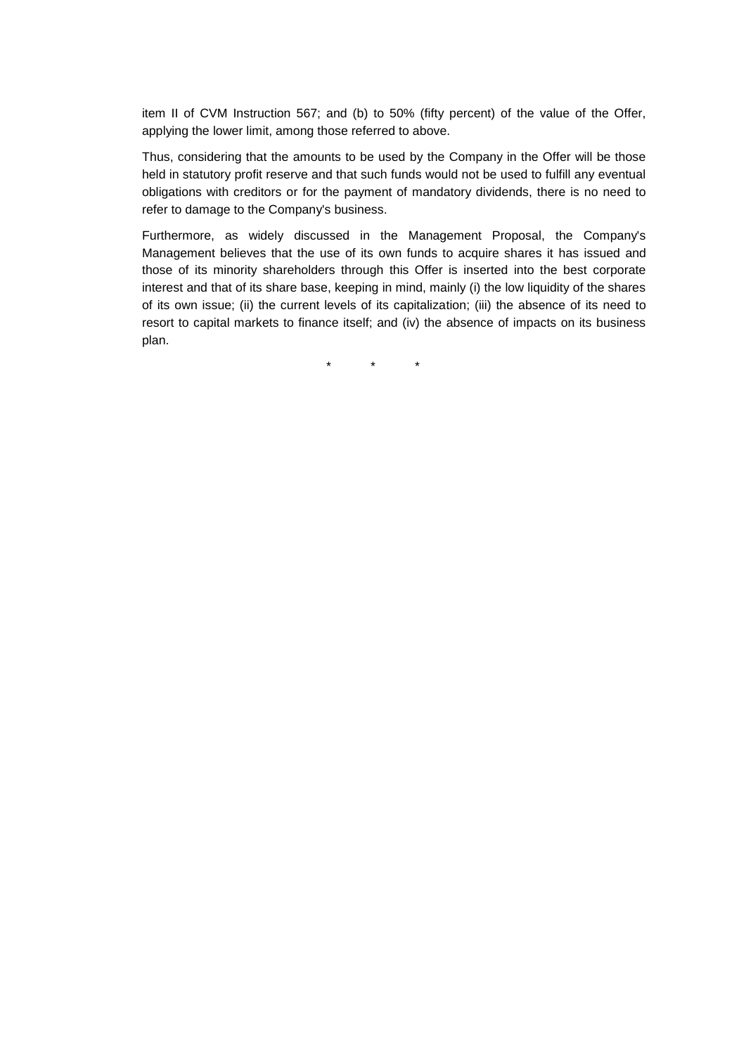item II of CVM Instruction 567; and (b) to 50% (fifty percent) of the value of the Offer, applying the lower limit, among those referred to above.

Thus, considering that the amounts to be used by the Company in the Offer will be those held in statutory profit reserve and that such funds would not be used to fulfill any eventual obligations with creditors or for the payment of mandatory dividends, there is no need to refer to damage to the Company's business.

Furthermore, as widely discussed in the Management Proposal, the Company's Management believes that the use of its own funds to acquire shares it has issued and those of its minority shareholders through this Offer is inserted into the best corporate interest and that of its share base, keeping in mind, mainly (i) the low liquidity of the shares of its own issue; (ii) the current levels of its capitalization; (iii) the absence of its need to resort to capital markets to finance itself; and (iv) the absence of impacts on its business plan.

\*        \*        \*